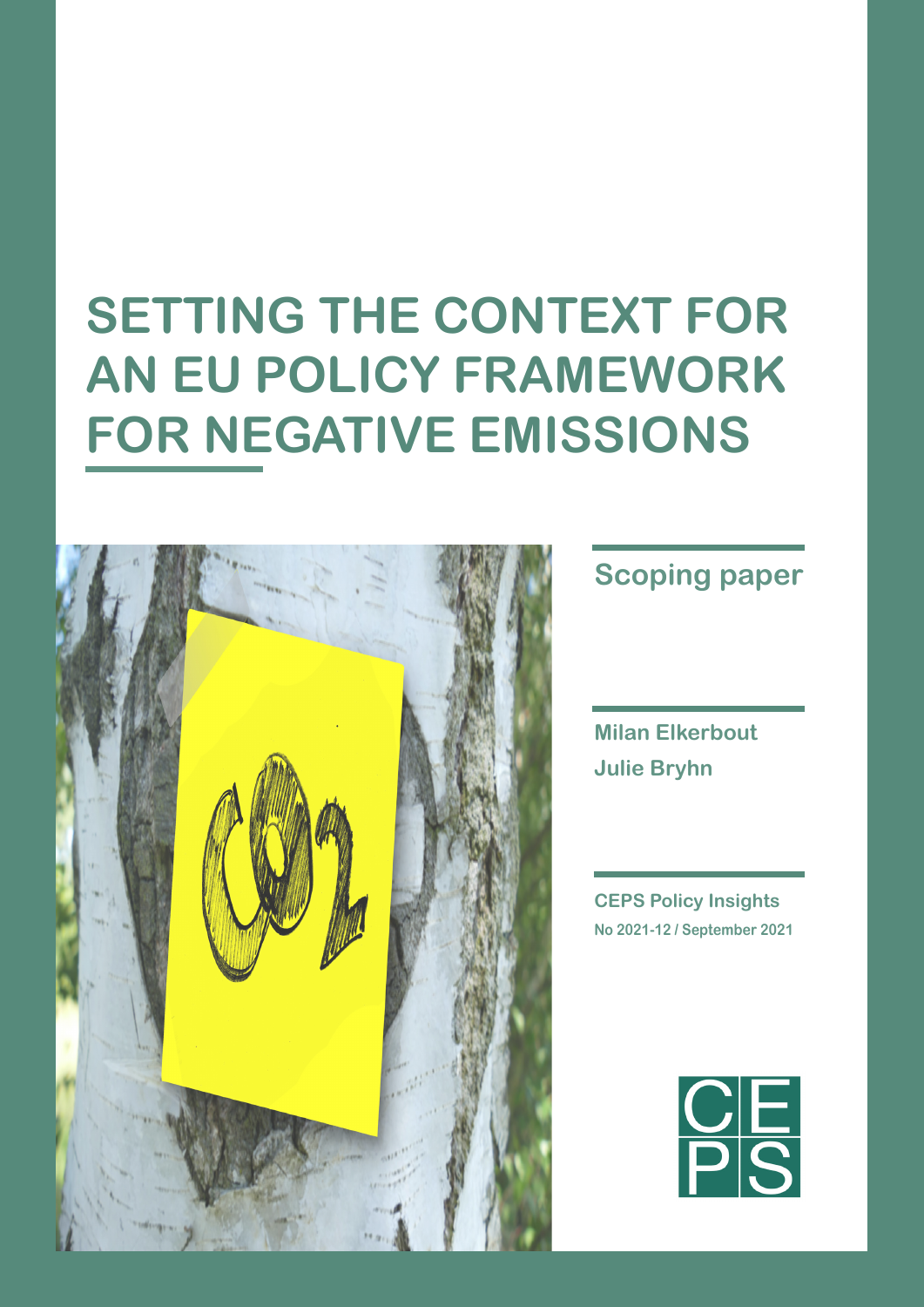# SETTING THE CONTEXT FOR AN EU POLICY FRAMEWORK FOR NEGATIVE EMISSIONS

## Scoping paper

**Milan Elkerbout**
**Julie Bryhn**

**CEPS Policy Insights**
**No 2021-12 / September 2021**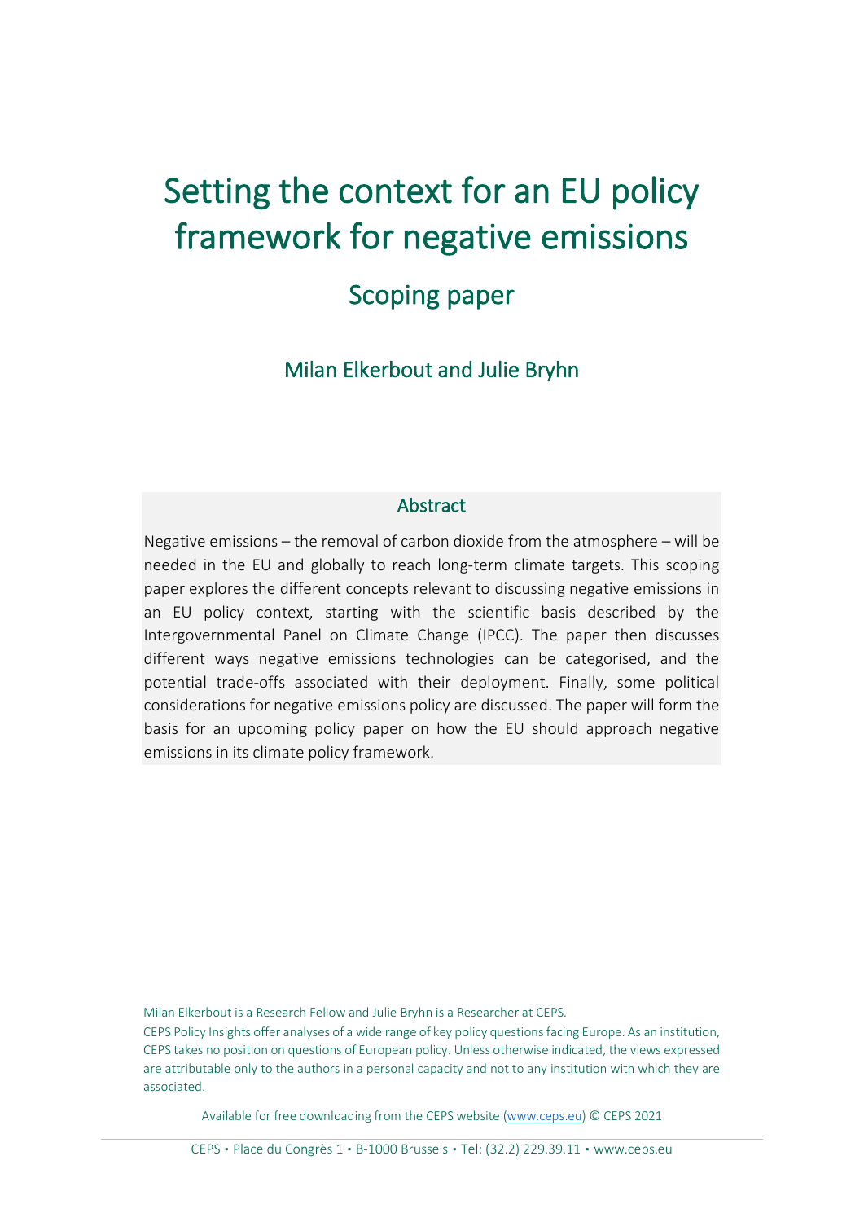# Setting the context for an EU policy framework for negative emissions

## Scoping paper

### Milan Elkerbout and Julie Bryhn

#### Abstract

Negative emissions – the removal of carbon dioxide from the atmosphere – will be needed in the EU and globally to reach long-term climate targets. This scoping paper explores the different concepts relevant to discussing negative emissions in an EU policy context, starting with the scientific basis described by the Intergovernmental Panel on Climate Change (IPCC). The paper then discusses different ways negative emissions technologies can be categorised, and the potential trade-offs associated with their deployment. Finally, some political considerations for negative emissions policy are discussed. The paper will form the basis for an upcoming policy paper on how the EU should approach negative emissions in its climate policy framework.

Milan Elkerbout is a Research Fellow and Julie Bryhn is a Researcher at CEPS.

CEPS Policy Insights offer analyses of a wide range of key policy questions facing Europe. As an institution, CEPS takes no position on questions of European policy. Unless otherwise indicated, the views expressed are attributable only to the authors in a personal capacity and not to any institution with which they are associated.

Available for free downloading from the CEPS website (www.ceps.eu) © CEPS 2021

CEPS • Place du Congrès 1 • B-1000 Brussels • Tel: (32.2) 229.39.11 • www.ceps.eu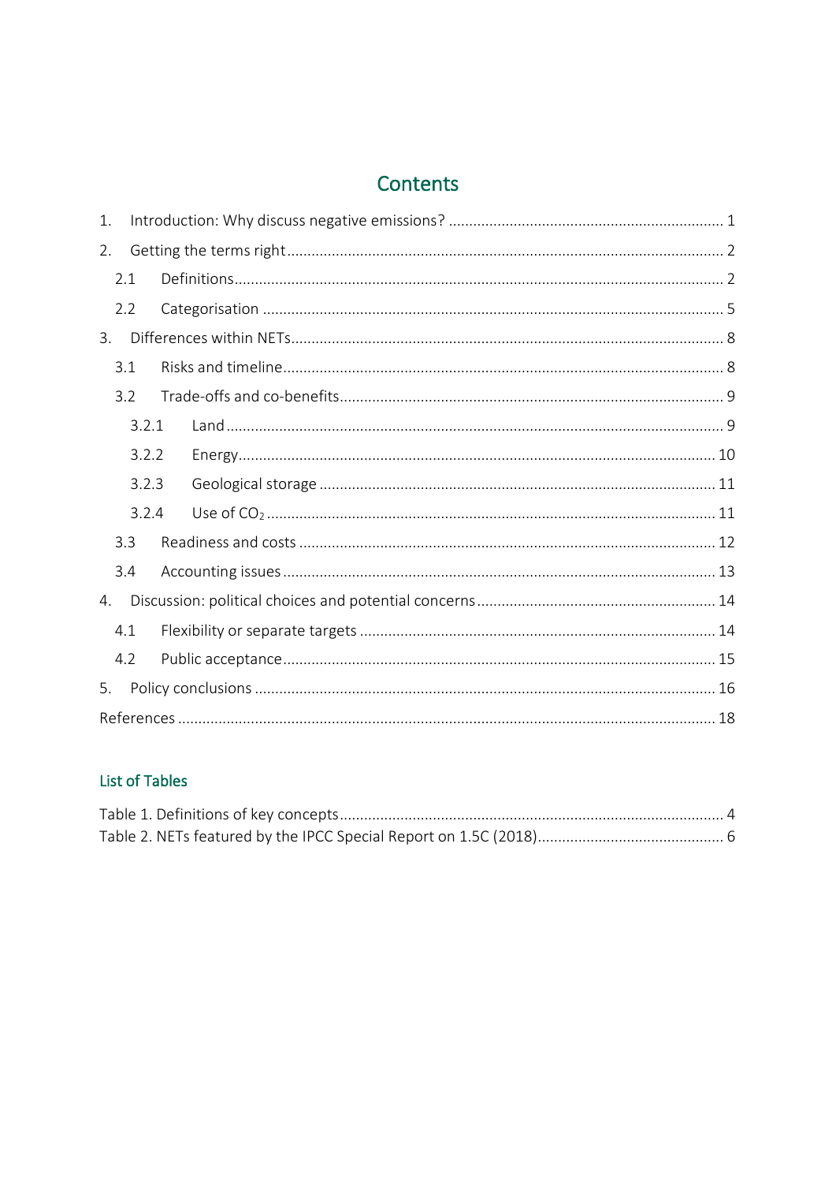# Contents

1. Introduction: Why discuss negative emissions? ........ 1
2. Getting the terms right ........ 2
   - 2.1 Definitions ........ 2
   - 2.2 Categorisation ........ 5
3. Differences within NETs ........ 8
   - 3.1 Risks and timeline ........ 8
   - 3.2 Trade-offs and co-benefits ........ 9
     - 3.2.1 Land ........ 9
     - 3.2.2 Energy ........ 10
     - 3.2.3 Geological storage ........ 11
     - 3.2.4 Use of $CO_2$ ........ 11
   - 3.3 Readiness and costs ........ 12
   - 3.4 Accounting issues ........ 13
4. Discussion: political choices and potential concerns ........ 14
   - 4.1 Flexibility or separate targets ........ 14
   - 4.2 Public acceptance ........ 15
5. Policy conclusions ........ 16

References ........ 18

## List of Tables

Table 1. Definitions of key concepts ........ 4

Table 2. NETs featured by the IPCC Special Report on 1.5C (2018) ........ 6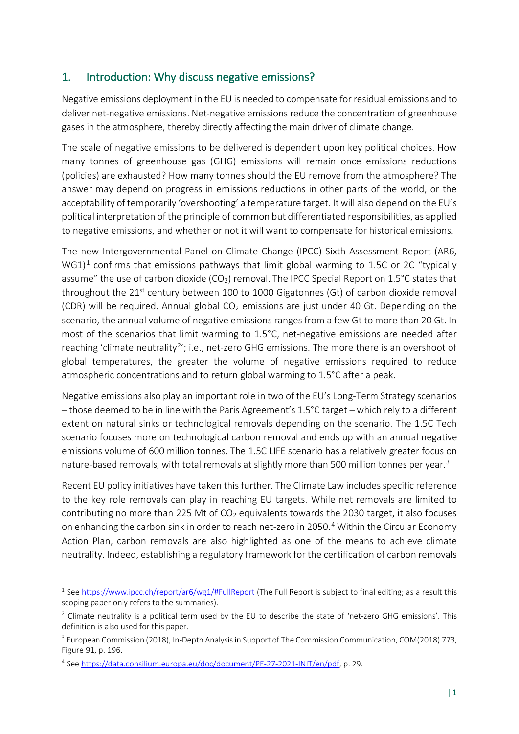## 1. Introduction: Why discuss negative emissions?

Negative emissions deployment in the EU is needed to compensate for residual emissions and to deliver net-negative emissions. Net-negative emissions reduce the concentration of greenhouse gases in the atmosphere, thereby directly affecting the main driver of climate change.

The scale of negative emissions to be delivered is dependent upon key political choices. How many tonnes of greenhouse gas (GHG) emissions will remain once emissions reductions (policies) are exhausted? How many tonnes should the EU remove from the atmosphere? The answer may depend on progress in emissions reductions in other parts of the world, or the acceptability of temporarily 'overshooting' a temperature target. It will also depend on the EU's political interpretation of the principle of common but differentiated responsibilities, as applied to negative emissions, and whether or not it will want to compensate for historical emissions.

The new Intergovernmental Panel on Climate Change (IPCC) Sixth Assessment Report (AR6, WG1)[1] confirms that emissions pathways that limit global warming to 1.5C or 2C "typically assume" the use of carbon dioxide ($CO_2$) removal. The IPCC Special Report on 1.5°C states that throughout the 21st century between 100 to 1000 Gigatonnes (Gt) of carbon dioxide removal (CDR) will be required. Annual global $CO_2$ emissions are just under 40 Gt. Depending on the scenario, the annual volume of negative emissions ranges from a few Gt to more than 20 Gt. In most of the scenarios that limit warming to 1.5°C, net-negative emissions are needed after reaching 'climate neutrality[2]'; i.e., net-zero GHG emissions. The more there is an overshoot of global temperatures, the greater the volume of negative emissions required to reduce atmospheric concentrations and to return global warming to 1.5°C after a peak.

Negative emissions also play an important role in two of the EU's Long-Term Strategy scenarios – those deemed to be in line with the Paris Agreement's 1.5°C target – which rely to a different extent on natural sinks or technological removals depending on the scenario. The 1.5C Tech scenario focuses more on technological carbon removal and ends up with an annual negative emissions volume of 600 million tonnes. The 1.5C LIFE scenario has a relatively greater focus on nature-based removals, with total removals at slightly more than 500 million tonnes per year.[3]

Recent EU policy initiatives have taken this further. The Climate Law includes specific reference to the key role removals can play in reaching EU targets. While net removals are limited to contributing no more than 225 Mt of $CO_2$ equivalents towards the 2030 target, it also focuses on enhancing the carbon sink in order to reach net-zero in 2050.[4] Within the Circular Economy Action Plan, carbon removals are also highlighted as one of the means to achieve climate neutrality. Indeed, establishing a regulatory framework for the certification of carbon removals

---

[1] See https://www.ipcc.ch/report/ar6/wg1/#FullReport (The Full Report is subject to final editing; as a result this scoping paper only refers to the summaries).

[2] Climate neutrality is a political term used by the EU to describe the state of 'net-zero GHG emissions'. This definition is also used for this paper.

[3] European Commission (2018), In-Depth Analysis in Support of The Commission Communication, COM(2018) 773, Figure 91, p. 196.

[4] See https://data.consilium.europa.eu/doc/document/PE-27-2021-INIT/en/pdf, p. 29.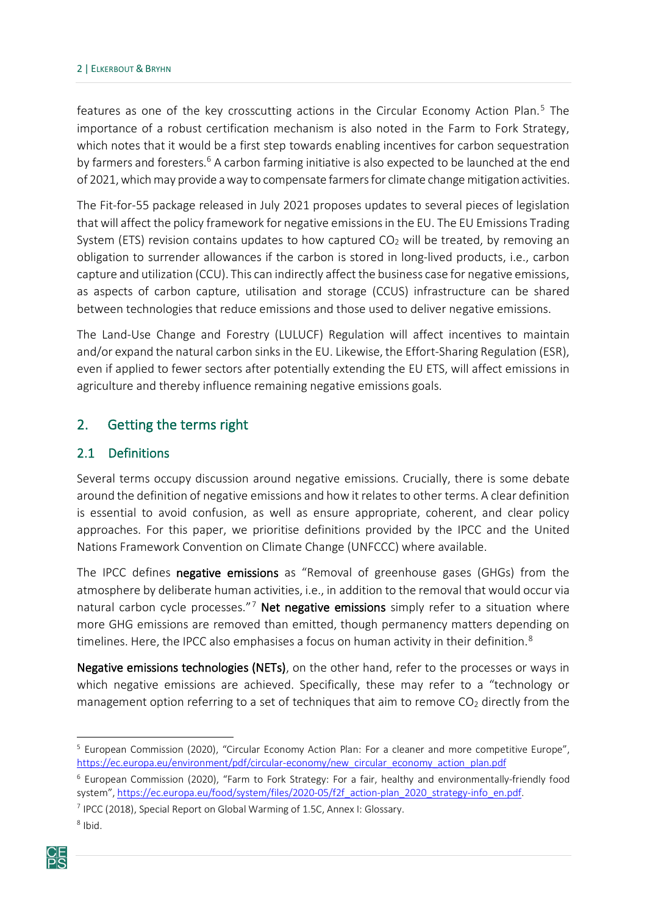features as one of the key crosscutting actions in the Circular Economy Action Plan.[5] The importance of a robust certification mechanism is also noted in the Farm to Fork Strategy, which notes that it would be a first step towards enabling incentives for carbon sequestration by farmers and foresters.[6] A carbon farming initiative is also expected to be launched at the end of 2021, which may provide a way to compensate farmers for climate change mitigation activities.

The Fit-for-55 package released in July 2021 proposes updates to several pieces of legislation that will affect the policy framework for negative emissions in the EU. The EU Emissions Trading System (ETS) revision contains updates to how captured $CO_2$ will be treated, by removing an obligation to surrender allowances if the carbon is stored in long-lived products, i.e., carbon capture and utilization (CCU). This can indirectly affect the business case for negative emissions, as aspects of carbon capture, utilisation and storage (CCUS) infrastructure can be shared between technologies that reduce emissions and those used to deliver negative emissions.

The Land-Use Change and Forestry (LULUCF) Regulation will affect incentives to maintain and/or expand the natural carbon sinks in the EU. Likewise, the Effort-Sharing Regulation (ESR), even if applied to fewer sectors after potentially extending the EU ETS, will affect emissions in agriculture and thereby influence remaining negative emissions goals.

## 2. Getting the terms right

### 2.1 Definitions

Several terms occupy discussion around negative emissions. Crucially, there is some debate around the definition of negative emissions and how it relates to other terms. A clear definition is essential to avoid confusion, as well as ensure appropriate, coherent, and clear policy approaches. For this paper, we prioritise definitions provided by the IPCC and the United Nations Framework Convention on Climate Change (UNFCCC) where available.

The IPCC defines **negative emissions** as "Removal of greenhouse gases (GHGs) from the atmosphere by deliberate human activities, i.e., in addition to the removal that would occur via natural carbon cycle processes."[7] **Net negative emissions** simply refer to a situation where more GHG emissions are removed than emitted, though permanency matters depending on timelines. Here, the IPCC also emphasises a focus on human activity in their definition.[8]

**Negative emissions technologies (NETs)**, on the other hand, refer to the processes or ways in which negative emissions are achieved. Specifically, these may refer to a "technology or management option referring to a set of techniques that aim to remove $CO_2$ directly from the

---

[5] European Commission (2020), "Circular Economy Action Plan: For a cleaner and more competitive Europe", https://ec.europa.eu/environment/pdf/circular-economy/new_circular_economy_action_plan.pdf

[6] European Commission (2020), "Farm to Fork Strategy: For a fair, healthy and environmentally-friendly food system", https://ec.europa.eu/food/system/files/2020-05/f2f_action-plan_2020_strategy-info_en.pdf.

[7] IPCC (2018), Special Report on Global Warming of 1.5C, Annex I: Glossary.

[8] Ibid.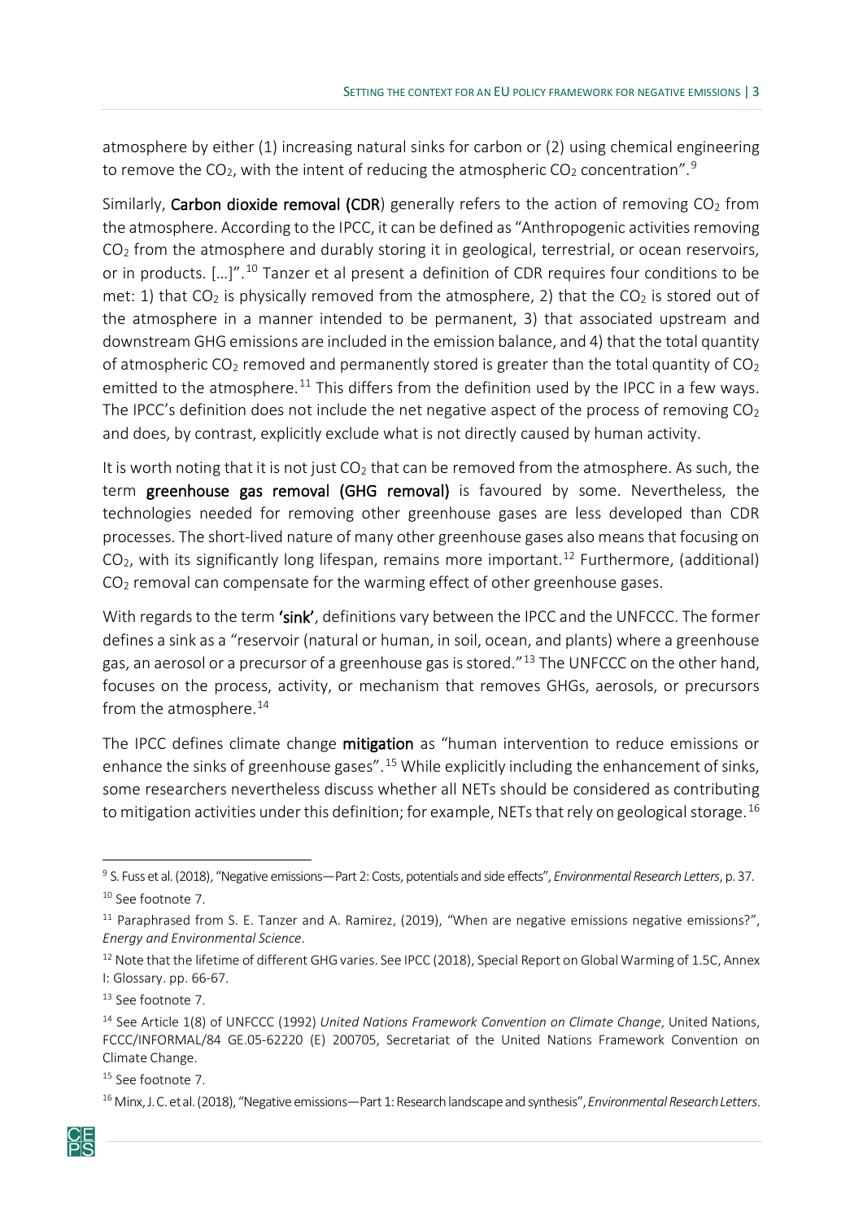atmosphere by either (1) increasing natural sinks for carbon or (2) using chemical engineering to remove the $CO_2$, with the intent of reducing the atmospheric $CO_2$ concentration".[9]

Similarly, **Carbon dioxide removal (CDR)** generally refers to the action of removing $CO_2$ from the atmosphere. According to the IPCC, it can be defined as "Anthropogenic activities removing $CO_2$ from the atmosphere and durably storing it in geological, terrestrial, or ocean reservoirs, or in products. […]".[10] Tanzer et al present a definition of CDR requires four conditions to be met: 1) that $CO_2$ is physically removed from the atmosphere, 2) that the $CO_2$ is stored out of the atmosphere in a manner intended to be permanent, 3) that associated upstream and downstream GHG emissions are included in the emission balance, and 4) that the total quantity of atmospheric $CO_2$ removed and permanently stored is greater than the total quantity of $CO_2$ emitted to the atmosphere.[11] This differs from the definition used by the IPCC in a few ways. The IPCC's definition does not include the net negative aspect of the process of removing $CO_2$ and does, by contrast, explicitly exclude what is not directly caused by human activity.

It is worth noting that it is not just $CO_2$ that can be removed from the atmosphere. As such, the term **greenhouse gas removal (GHG removal)** is favoured by some. Nevertheless, the technologies needed for removing other greenhouse gases are less developed than CDR processes. The short-lived nature of many other greenhouse gases also means that focusing on $CO_2$, with its significantly long lifespan, remains more important.[12] Furthermore, (additional) $CO_2$ removal can compensate for the warming effect of other greenhouse gases.

With regards to the term **'sink'**, definitions vary between the IPCC and the UNFCCC. The former defines a sink as a "reservoir (natural or human, in soil, ocean, and plants) where a greenhouse gas, an aerosol or a precursor of a greenhouse gas is stored."[13] The UNFCCC on the other hand, focuses on the process, activity, or mechanism that removes GHGs, aerosols, or precursors from the atmosphere.[14]

The IPCC defines climate change **mitigation** as "human intervention to reduce emissions or enhance the sinks of greenhouse gases".[15] While explicitly including the enhancement of sinks, some researchers nevertheless discuss whether all NETs should be considered as contributing to mitigation activities under this definition; for example, NETs that rely on geological storage.[16]

---

[9] S. Fuss et al. (2018), "Negative emissions—Part 2: Costs, potentials and side effects", *Environmental Research Letters*, p. 37.

[10] See footnote 7.

[11] Paraphrased from S. E. Tanzer and A. Ramirez, (2019), "When are negative emissions negative emissions?", *Energy and Environmental Science*.

[12] Note that the lifetime of different GHG varies. See IPCC (2018), Special Report on Global Warming of 1.5C, Annex I: Glossary. pp. 66-67.

[13] See footnote 7.

[14] See Article 1(8) of UNFCCC (1992) *United Nations Framework Convention on Climate Change*, United Nations, FCCC/INFORMAL/84 GE.05-62220 (E) 200705, Secretariat of the United Nations Framework Convention on Climate Change.

[15] See footnote 7.

[16] Minx, J. C. et al. (2018), "Negative emissions—Part 1: Research landscape and synthesis", *Environmental Research Letters*.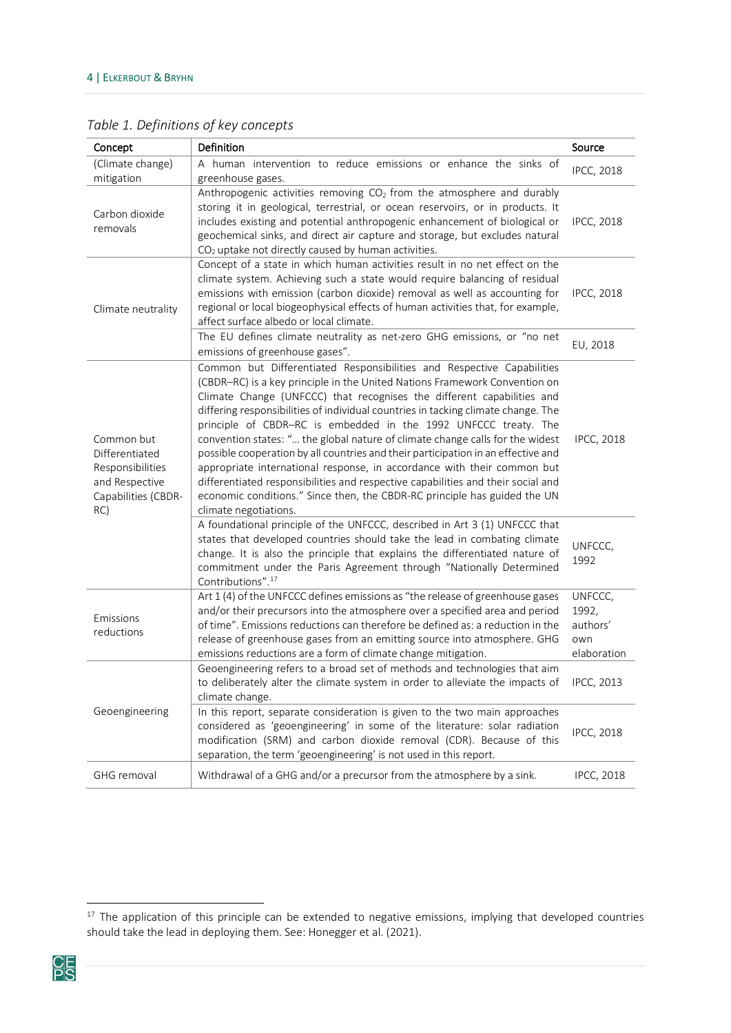*Table 1. Definitions of key concepts*

| Concept | Definition | Source |
|---|---|---|
| (Climate change) mitigation | A human intervention to reduce emissions or enhance the sinks of greenhouse gases. | IPCC, 2018 |
| Carbon dioxide removals | Anthropogenic activities removing $CO_2$ from the atmosphere and durably storing it in geological, terrestrial, or ocean reservoirs, or in products. It includes existing and potential anthropogenic enhancement of biological or geochemical sinks, and direct air capture and storage, but excludes natural $CO_2$ uptake not directly caused by human activities. | IPCC, 2018 |
| Climate neutrality | Concept of a state in which human activities result in no net effect on the climate system. Achieving such a state would require balancing of residual emissions with emission (carbon dioxide) removal as well as accounting for regional or local biogeophysical effects of human activities that, for example, affect surface albedo or local climate. | IPCC, 2018 |
| | The EU defines climate neutrality as net-zero GHG emissions, or "no net emissions of greenhouse gases". | EU, 2018 |
| Common but Differentiated Responsibilities and Respective Capabilities (CBDR-RC) | Common but Differentiated Responsibilities and Respective Capabilities (CBDR–RC) is a key principle in the United Nations Framework Convention on Climate Change (UNFCCC) that recognises the different capabilities and differing responsibilities of individual countries in tacking climate change. The principle of CBDR–RC is embedded in the 1992 UNFCCC treaty. The convention states: "... the global nature of climate change calls for the widest possible cooperation by all countries and their participation in an effective and appropriate international response, in accordance with their common but differentiated responsibilities and respective capabilities and their social and economic conditions." Since then, the CBDR-RC principle has guided the UN climate negotiations. | IPCC, 2018 |
| | A foundational principle of the UNFCCC, described in Art 3 (1) UNFCCC that states that developed countries should take the lead in combating climate change. It is also the principle that explains the differentiated nature of commitment under the Paris Agreement through "Nationally Determined Contributions".[17] | UNFCCC, 1992 |
| Emissions reductions | Art 1 (4) of the UNFCCC defines emissions as "the release of greenhouse gases and/or their precursors into the atmosphere over a specified area and period of time". Emissions reductions can therefore be defined as: a reduction in the release of greenhouse gases from an emitting source into atmosphere. GHG emissions reductions are a form of climate change mitigation. | UNFCCC, 1992, authors' own elaboration |
| Geoengineering | Geoengineering refers to a broad set of methods and technologies that aim to deliberately alter the climate system in order to alleviate the impacts of climate change. | IPCC, 2013 |
| | In this report, separate consideration is given to the two main approaches considered as 'geoengineering' in some of the literature: solar radiation modification (SRM) and carbon dioxide removal (CDR). Because of this separation, the term 'geoengineering' is not used in this report. | IPCC, 2018 |
| GHG removal | Withdrawal of a GHG and/or a precursor from the atmosphere by a sink. | IPCC, 2018 |

[17] The application of this principle can be extended to negative emissions, implying that developed countries should take the lead in deploying them. See: Honegger et al. (2021).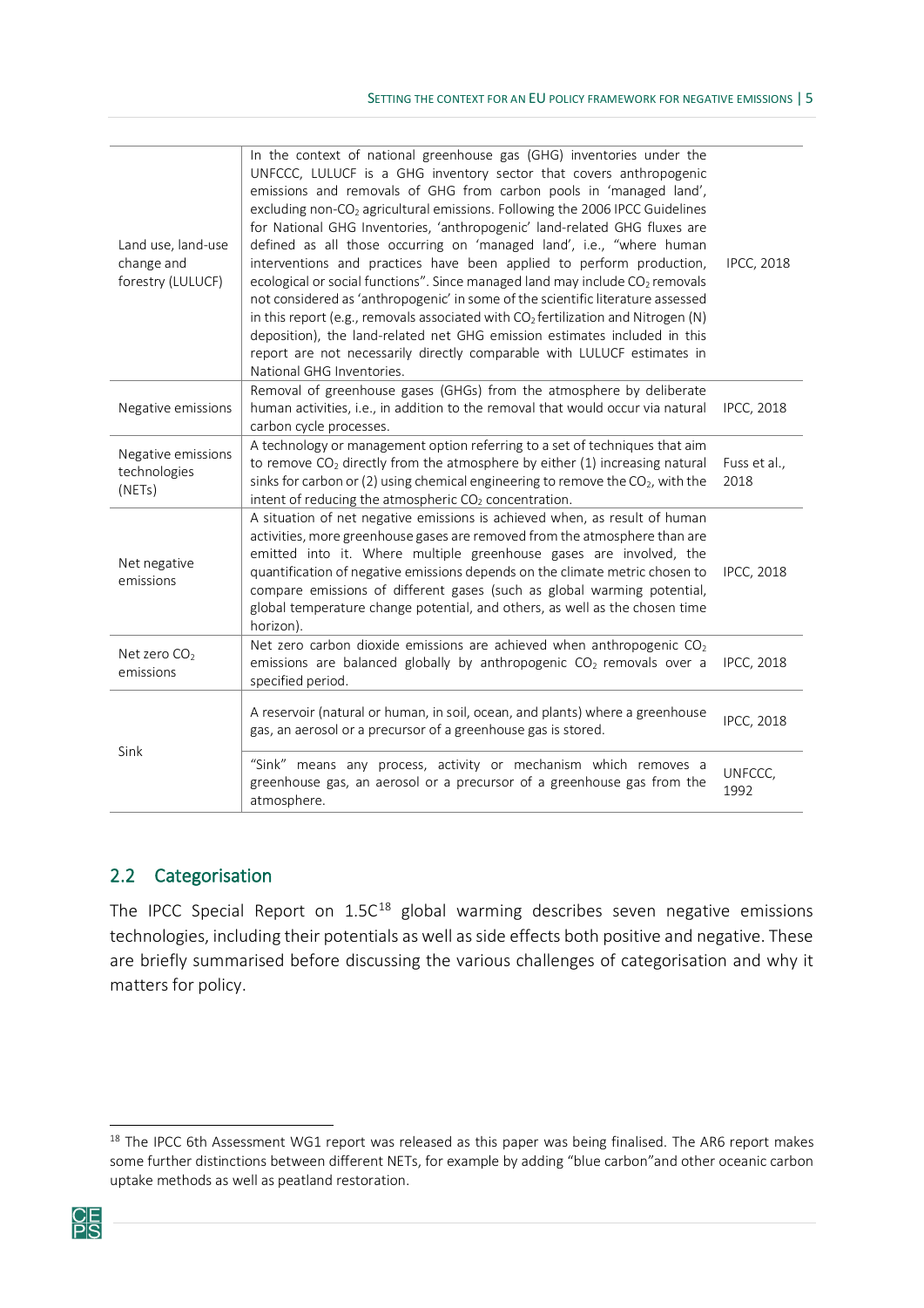| | | |
|---|---|---|
| Land use, land-use change and forestry (LULUCF) | In the context of national greenhouse gas (GHG) inventories under the UNFCCC, LULUCF is a GHG inventory sector that covers anthropogenic emissions and removals of GHG from carbon pools in 'managed land', excluding non-$CO_2$ agricultural emissions. Following the 2006 IPCC Guidelines for National GHG Inventories, 'anthropogenic' land-related GHG fluxes are defined as all those occurring on 'managed land', i.e., "where human interventions and practices have been applied to perform production, ecological or social functions". Since managed land may include $CO_2$ removals not considered as 'anthropogenic' in some of the scientific literature assessed in this report (e.g., removals associated with $CO_2$ fertilization and Nitrogen (N) deposition), the land-related net GHG emission estimates included in this report are not necessarily directly comparable with LULUCF estimates in National GHG Inventories. | IPCC, 2018 |
| Negative emissions | Removal of greenhouse gases (GHGs) from the atmosphere by deliberate human activities, i.e., in addition to the removal that would occur via natural carbon cycle processes. | IPCC, 2018 |
| Negative emissions technologies (NETs) | A technology or management option referring to a set of techniques that aim to remove $CO_2$ directly from the atmosphere by either (1) increasing natural sinks for carbon or (2) using chemical engineering to remove the $CO_2$, with the intent of reducing the atmospheric $CO_2$ concentration. | Fuss et al., 2018 |
| Net negative emissions | A situation of net negative emissions is achieved when, as result of human activities, more greenhouse gases are removed from the atmosphere than are emitted into it. Where multiple greenhouse gases are involved, the quantification of negative emissions depends on the climate metric chosen to compare emissions of different gases (such as global warming potential, global temperature change potential, and others, as well as the chosen time horizon). | IPCC, 2018 |
| Net zero $CO_2$ emissions | Net zero carbon dioxide emissions are achieved when anthropogenic $CO_2$ emissions are balanced globally by anthropogenic $CO_2$ removals over a specified period. | IPCC, 2018 |
| Sink | A reservoir (natural or human, in soil, ocean, and plants) where a greenhouse gas, an aerosol or a precursor of a greenhouse gas is stored. | IPCC, 2018 |
| | "Sink" means any process, activity or mechanism which removes a greenhouse gas, an aerosol or a precursor of a greenhouse gas from the atmosphere. | UNFCCC, 1992 |

## 2.2 Categorisation

The IPCC Special Report on 1.5C[18] global warming describes seven negative emissions technologies, including their potentials as well as side effects both positive and negative. These are briefly summarised before discussing the various challenges of categorisation and why it matters for policy.

[18] The IPCC 6th Assessment WG1 report was released as this paper was being finalised. The AR6 report makes some further distinctions between different NETs, for example by adding "blue carbon"and other oceanic carbon uptake methods as well as peatland restoration.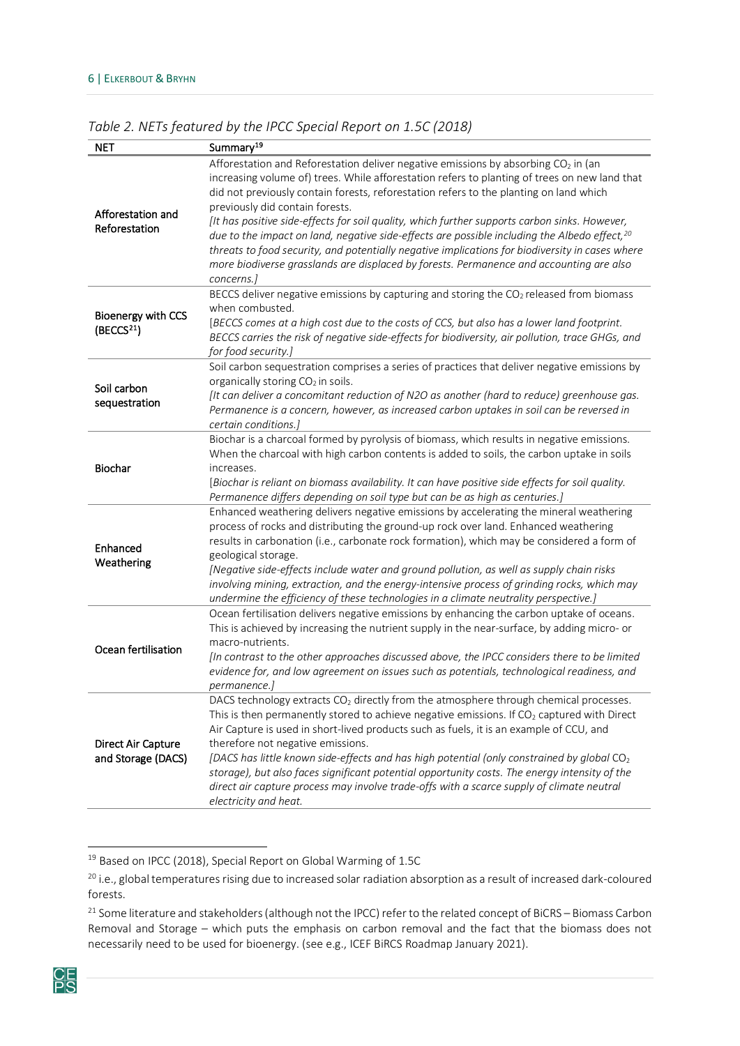*Table 2. NETs featured by the IPCC Special Report on 1.5C (2018)*

| NET | Summary[19] |
| --- | --- |
| Afforestation and Reforestation | Afforestation and Reforestation deliver negative emissions by absorbing $CO_2$ in (an increasing volume of) trees. While afforestation refers to planting of trees on new land that did not previously contain forests, reforestation refers to the planting on land which previously did contain forests. *[It has positive side-effects for soil quality, which further supports carbon sinks. However, due to the impact on land, negative side-effects are possible including the Albedo effect,[20] threats to food security, and potentially negative implications for biodiversity in cases where more biodiverse grasslands are displaced by forests. Permanence and accounting are also concerns.]* |
| Bioenergy with CCS (BECCS[21]) | BECCS deliver negative emissions by capturing and storing the $CO_2$ released from biomass when combusted. *[BECCS comes at a high cost due to the costs of CCS, but also has a lower land footprint. BECCS carries the risk of negative side-effects for biodiversity, air pollution, trace GHGs, and for food security.]* |
| Soil carbon sequestration | Soil carbon sequestration comprises a series of practices that deliver negative emissions by organically storing $CO_2$ in soils. *[It can deliver a concomitant reduction of N2O as another (hard to reduce) greenhouse gas. Permanence is a concern, however, as increased carbon uptakes in soil can be reversed in certain conditions.]* |
| Biochar | Biochar is a charcoal formed by pyrolysis of biomass, which results in negative emissions. When the charcoal with high carbon contents is added to soils, the carbon uptake in soils increases. *[Biochar is reliant on biomass availability. It can have positive side effects for soil quality. Permanence differs depending on soil type but can be as high as centuries.]* |
| Enhanced Weathering | Enhanced weathering delivers negative emissions by accelerating the mineral weathering process of rocks and distributing the ground-up rock over land. Enhanced weathering results in carbonation (i.e., carbonate rock formation), which may be considered a form of geological storage. *[Negative side-effects include water and ground pollution, as well as supply chain risks involving mining, extraction, and the energy-intensive process of grinding rocks, which may undermine the efficiency of these technologies in a climate neutrality perspective.]* |
| Ocean fertilisation | Ocean fertilisation delivers negative emissions by enhancing the carbon uptake of oceans. This is achieved by increasing the nutrient supply in the near-surface, by adding micro- or macro-nutrients. *[In contrast to the other approaches discussed above, the IPCC considers there to be limited evidence for, and low agreement on issues such as potentials, technological readiness, and permanence.]* |
| Direct Air Capture and Storage (DACS) | DACS technology extracts $CO_2$ directly from the atmosphere through chemical processes. This is then permanently stored to achieve negative emissions. If $CO_2$ captured with Direct Air Capture is used in short-lived products such as fuels, it is an example of CCU, and therefore not negative emissions. *[DACS has little known side-effects and has high potential (only constrained by global $CO_2$ storage), but also faces significant potential opportunity costs. The energy intensity of the direct air capture process may involve trade-offs with a scarce supply of climate neutral electricity and heat.* |

[19] Based on IPCC (2018), Special Report on Global Warming of 1.5C

[20] i.e., global temperatures rising due to increased solar radiation absorption as a result of increased dark-coloured forests.

[21] Some literature and stakeholders (although not the IPCC) refer to the related concept of BiCRS – Biomass Carbon Removal and Storage – which puts the emphasis on carbon removal and the fact that the biomass does not necessarily need to be used for bioenergy. (see e.g., ICEF BiRCS Roadmap January 2021).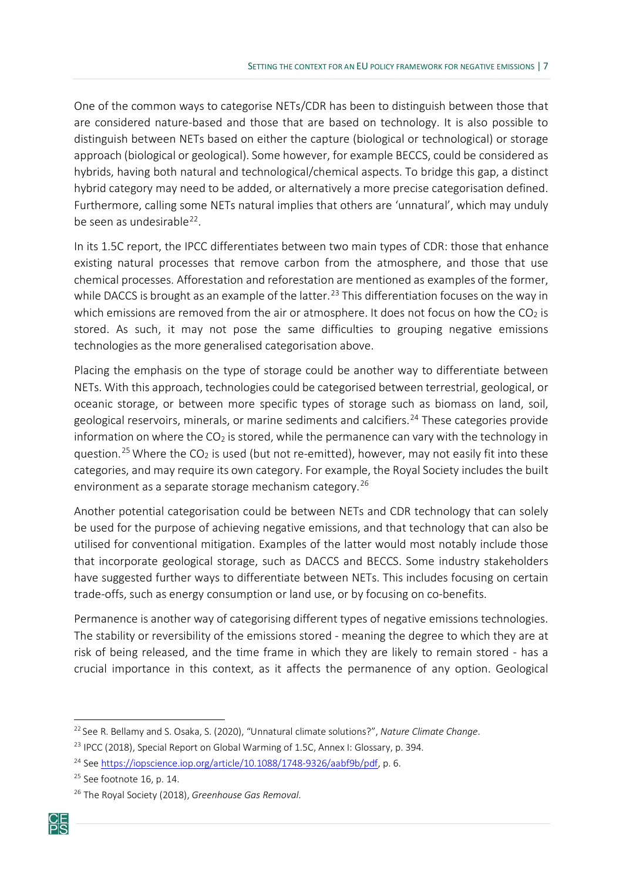One of the common ways to categorise NETs/CDR has been to distinguish between those that are considered nature-based and those that are based on technology. It is also possible to distinguish between NETs based on either the capture (biological or technological) or storage approach (biological or geological). Some however, for example BECCS, could be considered as hybrids, having both natural and technological/chemical aspects. To bridge this gap, a distinct hybrid category may need to be added, or alternatively a more precise categorisation defined. Furthermore, calling some NETs natural implies that others are 'unnatural', which may unduly be seen as undesirable[22].

In its 1.5C report, the IPCC differentiates between two main types of CDR: those that enhance existing natural processes that remove carbon from the atmosphere, and those that use chemical processes. Afforestation and reforestation are mentioned as examples of the former, while DACCS is brought as an example of the latter.[23] This differentiation focuses on the way in which emissions are removed from the air or atmosphere. It does not focus on how the $CO_2$ is stored. As such, it may not pose the same difficulties to grouping negative emissions technologies as the more generalised categorisation above.

Placing the emphasis on the type of storage could be another way to differentiate between NETs. With this approach, technologies could be categorised between terrestrial, geological, or oceanic storage, or between more specific types of storage such as biomass on land, soil, geological reservoirs, minerals, or marine sediments and calcifiers.[24] These categories provide information on where the $CO_2$ is stored, while the permanence can vary with the technology in question.[25] Where the $CO_2$ is used (but not re-emitted), however, may not easily fit into these categories, and may require its own category. For example, the Royal Society includes the built environment as a separate storage mechanism category.[26]

Another potential categorisation could be between NETs and CDR technology that can solely be used for the purpose of achieving negative emissions, and that technology that can also be utilised for conventional mitigation. Examples of the latter would most notably include those that incorporate geological storage, such as DACCS and BECCS. Some industry stakeholders have suggested further ways to differentiate between NETs. This includes focusing on certain trade-offs, such as energy consumption or land use, or by focusing on co-benefits.

Permanence is another way of categorising different types of negative emissions technologies. The stability or reversibility of the emissions stored - meaning the degree to which they are at risk of being released, and the time frame in which they are likely to remain stored - has a crucial importance in this context, as it affects the permanence of any option. Geological

---

[22] See R. Bellamy and S. Osaka, S. (2020), "Unnatural climate solutions?", *Nature Climate Change*.

[23] IPCC (2018), Special Report on Global Warming of 1.5C, Annex I: Glossary, p. 394.

[24] See https://iopscience.iop.org/article/10.1088/1748-9326/aabf9b/pdf, p. 6.

[25] See footnote 16, p. 14.

[26] The Royal Society (2018), *Greenhouse Gas Removal*.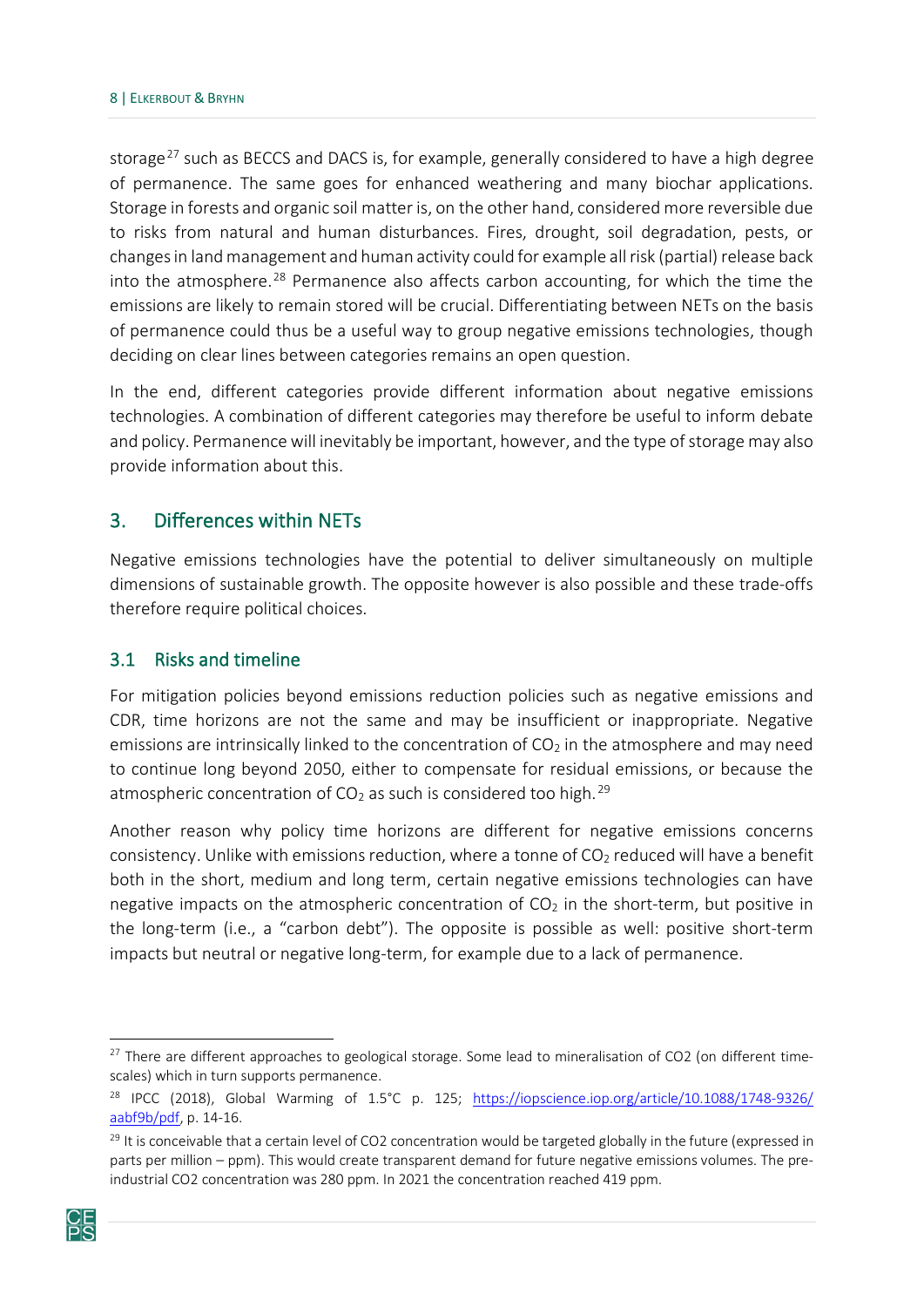storage[27] such as BECCS and DACS is, for example, generally considered to have a high degree of permanence. The same goes for enhanced weathering and many biochar applications. Storage in forests and organic soil matter is, on the other hand, considered more reversible due to risks from natural and human disturbances. Fires, drought, soil degradation, pests, or changes in land management and human activity could for example all risk (partial) release back into the atmosphere.[28] Permanence also affects carbon accounting, for which the time the emissions are likely to remain stored will be crucial. Differentiating between NETs on the basis of permanence could thus be a useful way to group negative emissions technologies, though deciding on clear lines between categories remains an open question.

In the end, different categories provide different information about negative emissions technologies. A combination of different categories may therefore be useful to inform debate and policy. Permanence will inevitably be important, however, and the type of storage may also provide information about this.

## 3. Differences within NETs

Negative emissions technologies have the potential to deliver simultaneously on multiple dimensions of sustainable growth. The opposite however is also possible and these trade-offs therefore require political choices.

### 3.1 Risks and timeline

For mitigation policies beyond emissions reduction policies such as negative emissions and CDR, time horizons are not the same and may be insufficient or inappropriate. Negative emissions are intrinsically linked to the concentration of $CO_2$ in the atmosphere and may need to continue long beyond 2050, either to compensate for residual emissions, or because the atmospheric concentration of $CO_2$ as such is considered too high.[29]

Another reason why policy time horizons are different for negative emissions concerns consistency. Unlike with emissions reduction, where a tonne of $CO_2$ reduced will have a benefit both in the short, medium and long term, certain negative emissions technologies can have negative impacts on the atmospheric concentration of $CO_2$ in the short-term, but positive in the long-term (i.e., a "carbon debt"). The opposite is possible as well: positive short-term impacts but neutral or negative long-term, for example due to a lack of permanence.

---

[27] There are different approaches to geological storage. Some lead to mineralisation of CO2 (on different time-scales) which in turn supports permanence.

[28] IPCC (2018), Global Warming of 1.5°C p. 125; https://iopscience.iop.org/article/10.1088/1748-9326/aabf9b/pdf, p. 14-16.

[29] It is conceivable that a certain level of CO2 concentration would be targeted globally in the future (expressed in parts per million – ppm). This would create transparent demand for future negative emissions volumes. The pre-industrial CO2 concentration was 280 ppm. In 2021 the concentration reached 419 ppm.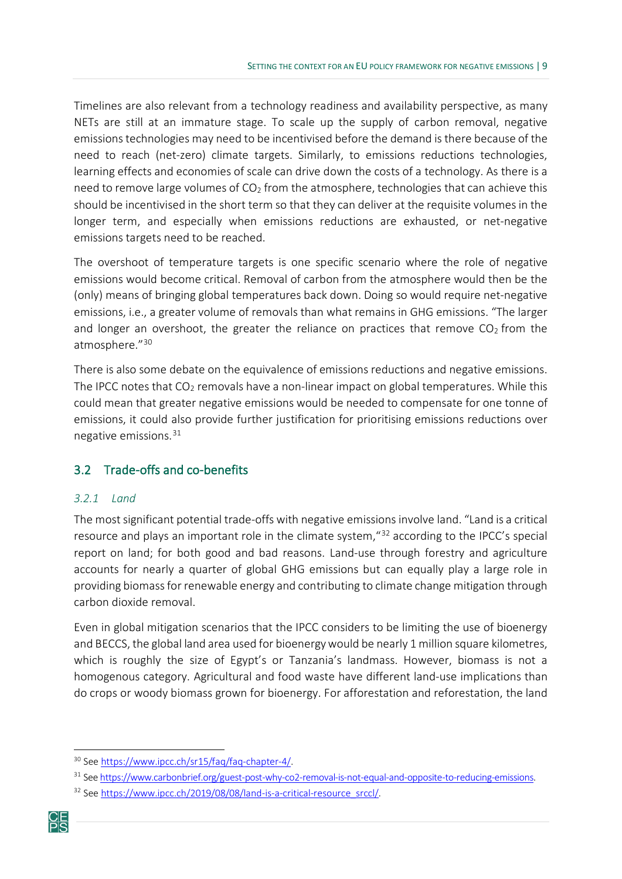Timelines are also relevant from a technology readiness and availability perspective, as many NETs are still at an immature stage. To scale up the supply of carbon removal, negative emissions technologies may need to be incentivised before the demand is there because of the need to reach (net-zero) climate targets. Similarly, to emissions reductions technologies, learning effects and economies of scale can drive down the costs of a technology. As there is a need to remove large volumes of $CO_2$ from the atmosphere, technologies that can achieve this should be incentivised in the short term so that they can deliver at the requisite volumes in the longer term, and especially when emissions reductions are exhausted, or net-negative emissions targets need to be reached.

The overshoot of temperature targets is one specific scenario where the role of negative emissions would become critical. Removal of carbon from the atmosphere would then be the (only) means of bringing global temperatures back down. Doing so would require net-negative emissions, i.e., a greater volume of removals than what remains in GHG emissions. "The larger and longer an overshoot, the greater the reliance on practices that remove $CO_2$ from the atmosphere."[30]

There is also some debate on the equivalence of emissions reductions and negative emissions. The IPCC notes that $CO_2$ removals have a non-linear impact on global temperatures. While this could mean that greater negative emissions would be needed to compensate for one tonne of emissions, it could also provide further justification for prioritising emissions reductions over negative emissions.[31]

## 3.2 Trade-offs and co-benefits

### *3.2.1 Land*

The most significant potential trade-offs with negative emissions involve land. "Land is a critical resource and plays an important role in the climate system,"[32] according to the IPCC's special report on land; for both good and bad reasons. Land-use through forestry and agriculture accounts for nearly a quarter of global GHG emissions but can equally play a large role in providing biomass for renewable energy and contributing to climate change mitigation through carbon dioxide removal.

Even in global mitigation scenarios that the IPCC considers to be limiting the use of bioenergy and BECCS, the global land area used for bioenergy would be nearly 1 million square kilometres, which is roughly the size of Egypt's or Tanzania's landmass. However, biomass is not a homogenous category. Agricultural and food waste have different land-use implications than do crops or woody biomass grown for bioenergy. For afforestation and reforestation, the land

---

[30] See https://www.ipcc.ch/sr15/faq/faq-chapter-4/.

[31] See https://www.carbonbrief.org/guest-post-why-co2-removal-is-not-equal-and-opposite-to-reducing-emissions.

[32] See https://www.ipcc.ch/2019/08/08/land-is-a-critical-resource_srccl/.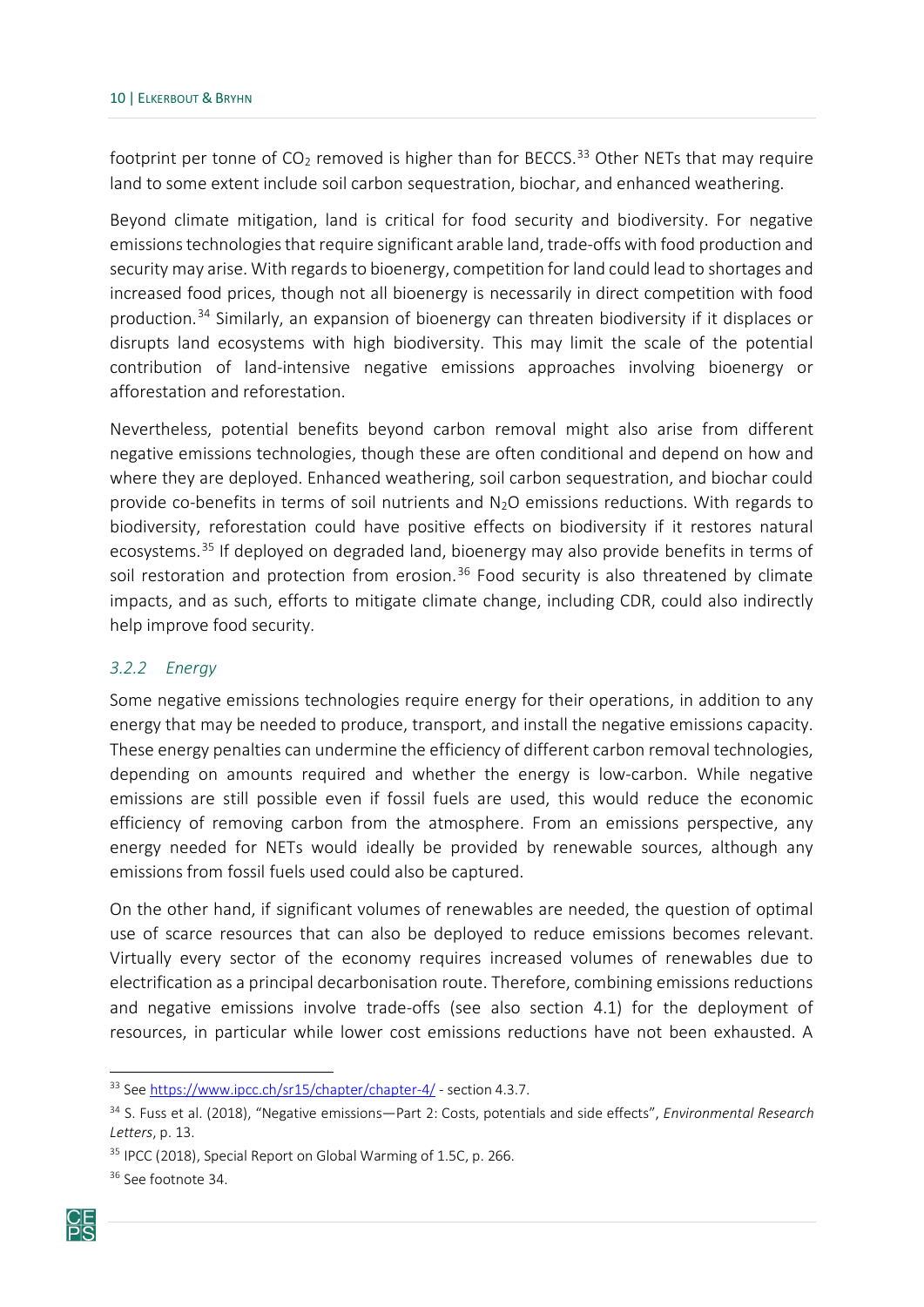footprint per tonne of $CO_2$ removed is higher than for BECCS.[33] Other NETs that may require land to some extent include soil carbon sequestration, biochar, and enhanced weathering.

Beyond climate mitigation, land is critical for food security and biodiversity. For negative emissions technologies that require significant arable land, trade-offs with food production and security may arise. With regards to bioenergy, competition for land could lead to shortages and increased food prices, though not all bioenergy is necessarily in direct competition with food production.[34] Similarly, an expansion of bioenergy can threaten biodiversity if it displaces or disrupts land ecosystems with high biodiversity. This may limit the scale of the potential contribution of land-intensive negative emissions approaches involving bioenergy or afforestation and reforestation.

Nevertheless, potential benefits beyond carbon removal might also arise from different negative emissions technologies, though these are often conditional and depend on how and where they are deployed. Enhanced weathering, soil carbon sequestration, and biochar could provide co-benefits in terms of soil nutrients and $N_2O$ emissions reductions. With regards to biodiversity, reforestation could have positive effects on biodiversity if it restores natural ecosystems.[35] If deployed on degraded land, bioenergy may also provide benefits in terms of soil restoration and protection from erosion.[36] Food security is also threatened by climate impacts, and as such, efforts to mitigate climate change, including CDR, could also indirectly help improve food security.

### *3.2.2 Energy*

Some negative emissions technologies require energy for their operations, in addition to any energy that may be needed to produce, transport, and install the negative emissions capacity. These energy penalties can undermine the efficiency of different carbon removal technologies, depending on amounts required and whether the energy is low-carbon. While negative emissions are still possible even if fossil fuels are used, this would reduce the economic efficiency of removing carbon from the atmosphere. From an emissions perspective, any energy needed for NETs would ideally be provided by renewable sources, although any emissions from fossil fuels used could also be captured.

On the other hand, if significant volumes of renewables are needed, the question of optimal use of scarce resources that can also be deployed to reduce emissions becomes relevant. Virtually every sector of the economy requires increased volumes of renewables due to electrification as a principal decarbonisation route. Therefore, combining emissions reductions and negative emissions involve trade-offs (see also section 4.1) for the deployment of resources, in particular while lower cost emissions reductions have not been exhausted. A

---

[33] See https://www.ipcc.ch/sr15/chapter/chapter-4/ - section 4.3.7.

[34] S. Fuss et al. (2018), "Negative emissions—Part 2: Costs, potentials and side effects", *Environmental Research Letters*, p. 13.

[35] IPCC (2018), Special Report on Global Warming of 1.5C, p. 266.

[36] See footnote 34.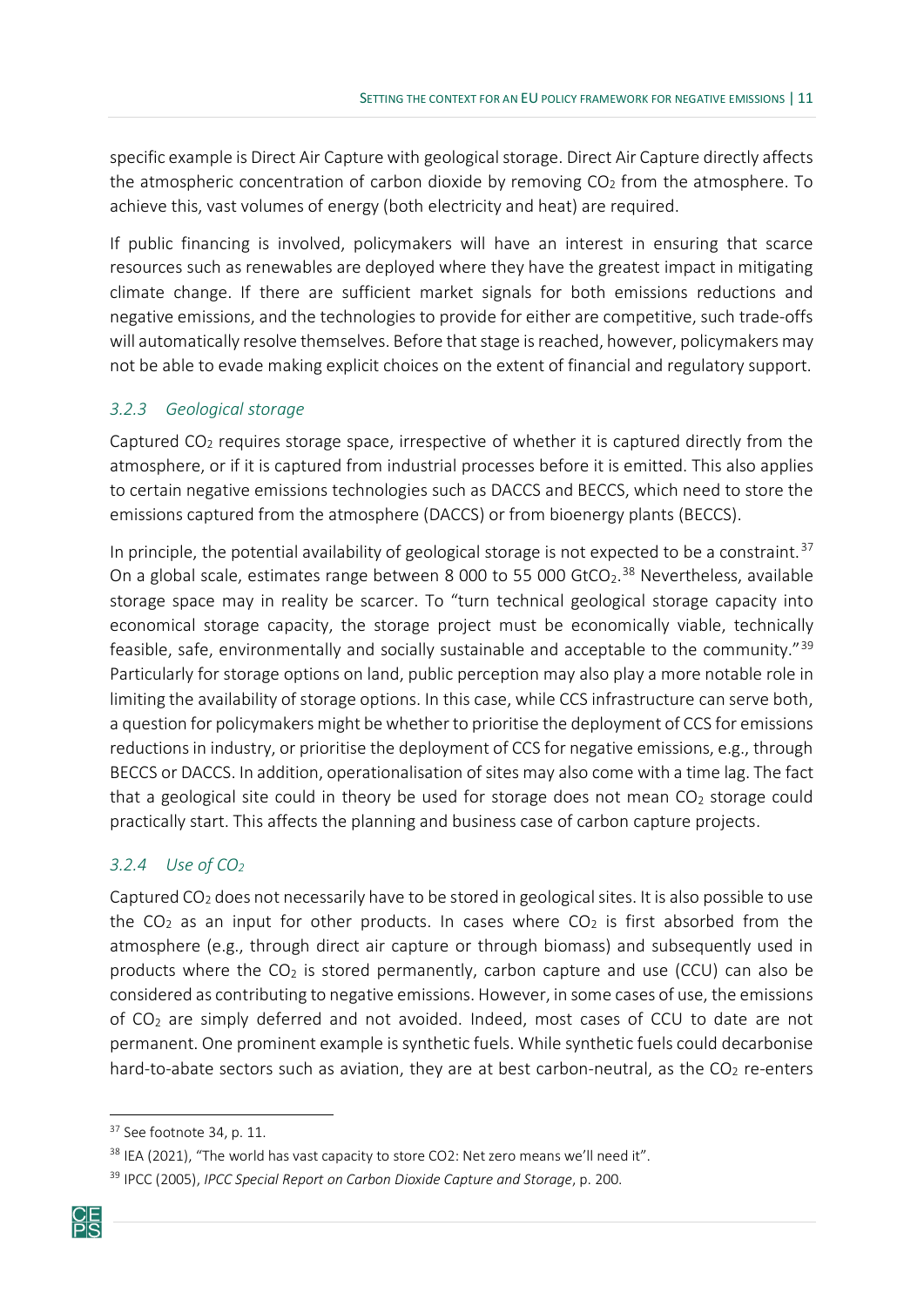specific example is Direct Air Capture with geological storage. Direct Air Capture directly affects the atmospheric concentration of carbon dioxide by removing $CO_2$ from the atmosphere. To achieve this, vast volumes of energy (both electricity and heat) are required.

If public financing is involved, policymakers will have an interest in ensuring that scarce resources such as renewables are deployed where they have the greatest impact in mitigating climate change. If there are sufficient market signals for both emissions reductions and negative emissions, and the technologies to provide for either are competitive, such trade-offs will automatically resolve themselves. Before that stage is reached, however, policymakers may not be able to evade making explicit choices on the extent of financial and regulatory support.

### *3.2.3 Geological storage*

Captured $CO_2$ requires storage space, irrespective of whether it is captured directly from the atmosphere, or if it is captured from industrial processes before it is emitted. This also applies to certain negative emissions technologies such as DACCS and BECCS, which need to store the emissions captured from the atmosphere (DACCS) or from bioenergy plants (BECCS).

In principle, the potential availability of geological storage is not expected to be a constraint.[37] On a global scale, estimates range between 8 000 to 55 000 $GtCO_2$.[38] Nevertheless, available storage space may in reality be scarcer. To "turn technical geological storage capacity into economical storage capacity, the storage project must be economically viable, technically feasible, safe, environmentally and socially sustainable and acceptable to the community."[39] Particularly for storage options on land, public perception may also play a more notable role in limiting the availability of storage options. In this case, while CCS infrastructure can serve both, a question for policymakers might be whether to prioritise the deployment of CCS for emissions reductions in industry, or prioritise the deployment of CCS for negative emissions, e.g., through BECCS or DACCS. In addition, operationalisation of sites may also come with a time lag. The fact that a geological site could in theory be used for storage does not mean $CO_2$ storage could practically start. This affects the planning and business case of carbon capture projects.

### *3.2.4 Use of $CO_2$*

Captured $CO_2$ does not necessarily have to be stored in geological sites. It is also possible to use the $CO_2$ as an input for other products. In cases where $CO_2$ is first absorbed from the atmosphere (e.g., through direct air capture or through biomass) and subsequently used in products where the $CO_2$ is stored permanently, carbon capture and use (CCU) can also be considered as contributing to negative emissions. However, in some cases of use, the emissions of $CO_2$ are simply deferred and not avoided. Indeed, most cases of CCU to date are not permanent. One prominent example is synthetic fuels. While synthetic fuels could decarbonise hard-to-abate sectors such as aviation, they are at best carbon-neutral, as the $CO_2$ re-enters

---

[37] See footnote 34, p. 11.

[38] IEA (2021), "The world has vast capacity to store CO2: Net zero means we'll need it".

[39] IPCC (2005), *IPCC Special Report on Carbon Dioxide Capture and Storage*, p. 200.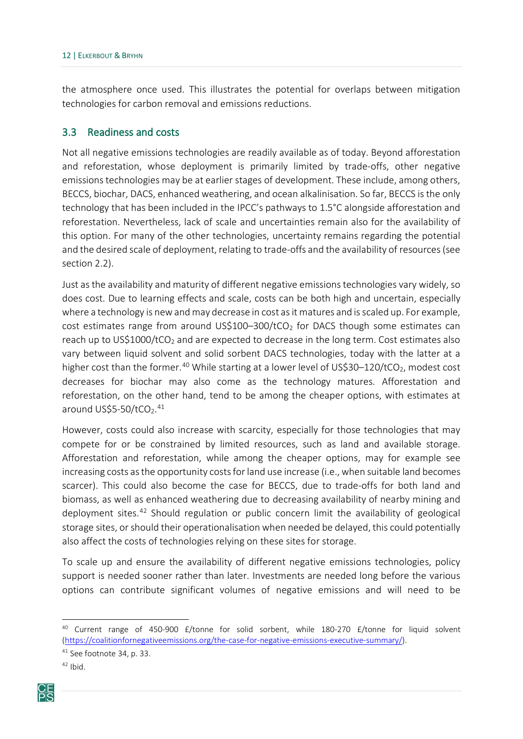the atmosphere once used. This illustrates the potential for overlaps between mitigation technologies for carbon removal and emissions reductions.

### 3.3 Readiness and costs

Not all negative emissions technologies are readily available as of today. Beyond afforestation and reforestation, whose deployment is primarily limited by trade-offs, other negative emissions technologies may be at earlier stages of development. These include, among others, BECCS, biochar, DACS, enhanced weathering, and ocean alkalinisation. So far, BECCS is the only technology that has been included in the IPCC's pathways to 1.5°C alongside afforestation and reforestation. Nevertheless, lack of scale and uncertainties remain also for the availability of this option. For many of the other technologies, uncertainty remains regarding the potential and the desired scale of deployment, relating to trade-offs and the availability of resources (see section 2.2).

Just as the availability and maturity of different negative emissions technologies vary widely, so does cost. Due to learning effects and scale, costs can be both high and uncertain, especially where a technology is new and may decrease in cost as it matures and is scaled up. For example, cost estimates range from around US\$100–300/t$CO_2$ for DACS though some estimates can reach up to US\$1000/t$CO_2$ and are expected to decrease in the long term. Cost estimates also vary between liquid solvent and solid sorbent DACS technologies, today with the latter at a higher cost than the former.[40] While starting at a lower level of US\$30–120/t$CO_2$, modest cost decreases for biochar may also come as the technology matures. Afforestation and reforestation, on the other hand, tend to be among the cheaper options, with estimates at around US\$5-50/t$CO_2$.[41]

However, costs could also increase with scarcity, especially for those technologies that may compete for or be constrained by limited resources, such as land and available storage. Afforestation and reforestation, while among the cheaper options, may for example see increasing costs as the opportunity costs for land use increase (i.e., when suitable land becomes scarcer). This could also become the case for BECCS, due to trade-offs for both land and biomass, as well as enhanced weathering due to decreasing availability of nearby mining and deployment sites.[42] Should regulation or public concern limit the availability of geological storage sites, or should their operationalisation when needed be delayed, this could potentially also affect the costs of technologies relying on these sites for storage.

To scale up and ensure the availability of different negative emissions technologies, policy support is needed sooner rather than later. Investments are needed long before the various options can contribute significant volumes of negative emissions and will need to be

---

[40] Current range of 450-900 £/tonne for solid sorbent, while 180-270 £/tonne for liquid solvent (https://coalitionfornegativeemissions.org/the-case-for-negative-emissions-executive-summary/).

[41] See footnote 34, p. 33.

[42] Ibid.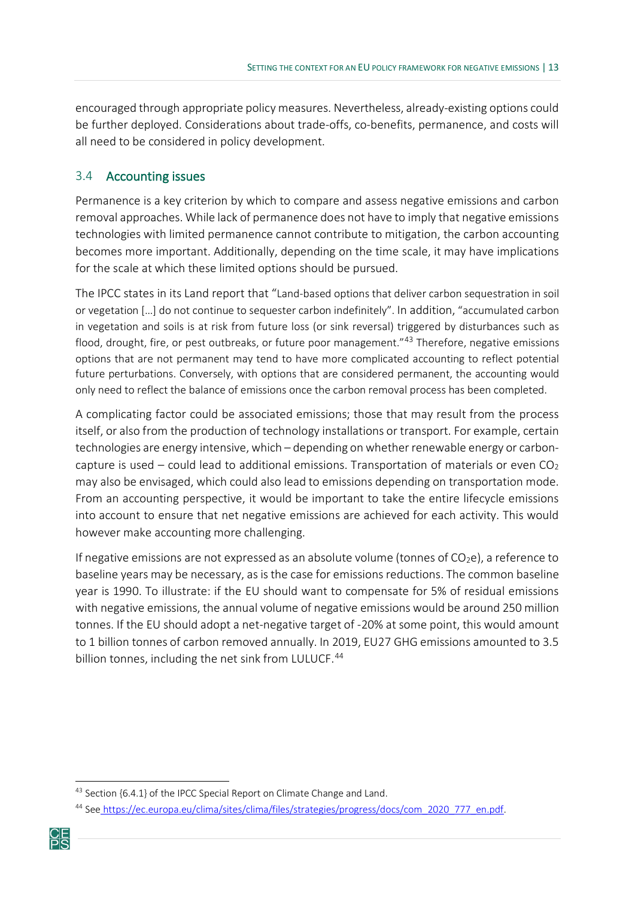encouraged through appropriate policy measures. Nevertheless, already-existing options could be further deployed. Considerations about trade-offs, co-benefits, permanence, and costs will all need to be considered in policy development.

### 3.4 Accounting issues

Permanence is a key criterion by which to compare and assess negative emissions and carbon removal approaches. While lack of permanence does not have to imply that negative emissions technologies with limited permanence cannot contribute to mitigation, the carbon accounting becomes more important. Additionally, depending on the time scale, it may have implications for the scale at which these limited options should be pursued.

The IPCC states in its Land report that "Land-based options that deliver carbon sequestration in soil or vegetation […] do not continue to sequester carbon indefinitely". In addition, "accumulated carbon in vegetation and soils is at risk from future loss (or sink reversal) triggered by disturbances such as flood, drought, fire, or pest outbreaks, or future poor management."[43] Therefore, negative emissions options that are not permanent may tend to have more complicated accounting to reflect potential future perturbations. Conversely, with options that are considered permanent, the accounting would only need to reflect the balance of emissions once the carbon removal process has been completed.

A complicating factor could be associated emissions; those that may result from the process itself, or also from the production of technology installations or transport. For example, certain technologies are energy intensive, which – depending on whether renewable energy or carbon-capture is used – could lead to additional emissions. Transportation of materials or even $CO_2$ may also be envisaged, which could also lead to emissions depending on transportation mode. From an accounting perspective, it would be important to take the entire lifecycle emissions into account to ensure that net negative emissions are achieved for each activity. This would however make accounting more challenging.

If negative emissions are not expressed as an absolute volume (tonnes of $CO_2e$), a reference to baseline years may be necessary, as is the case for emissions reductions. The common baseline year is 1990. To illustrate: if the EU should want to compensate for 5% of residual emissions with negative emissions, the annual volume of negative emissions would be around 250 million tonnes. If the EU should adopt a net-negative target of -20% at some point, this would amount to 1 billion tonnes of carbon removed annually. In 2019, EU27 GHG emissions amounted to 3.5 billion tonnes, including the net sink from LULUCF.[44]

---

[43] Section {6.4.1} of the IPCC Special Report on Climate Change and Land.

[44] See https://ec.europa.eu/clima/sites/clima/files/strategies/progress/docs/com_2020_777_en.pdf.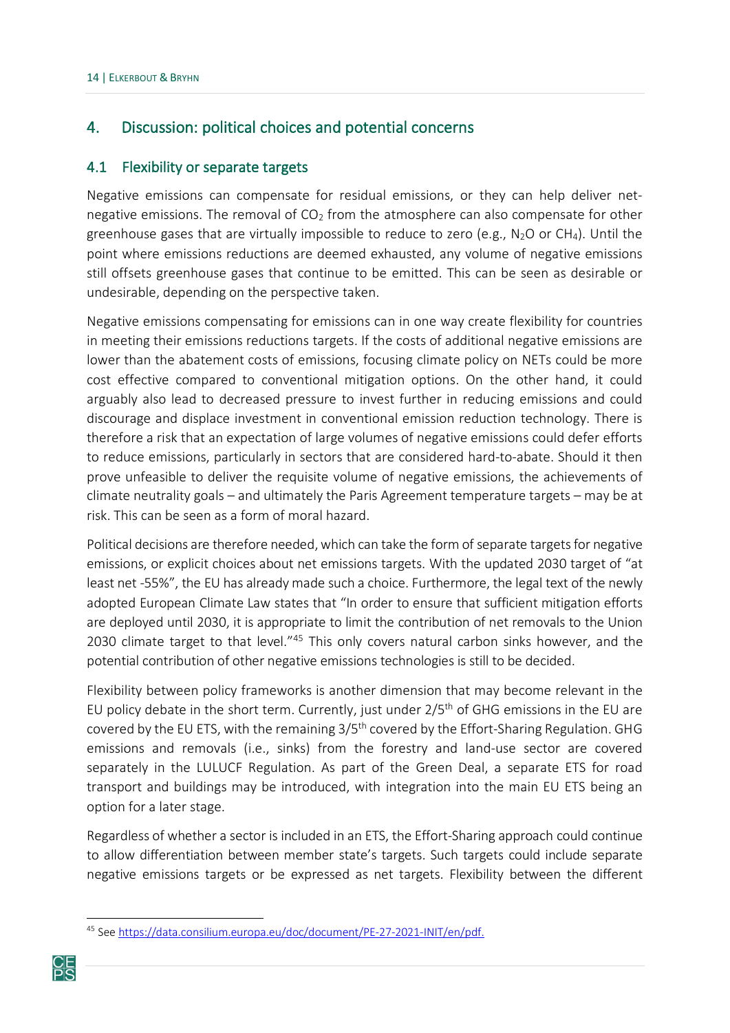## 4. Discussion: political choices and potential concerns

### 4.1 Flexibility or separate targets

Negative emissions can compensate for residual emissions, or they can help deliver net-negative emissions. The removal of $CO_2$ from the atmosphere can also compensate for other greenhouse gases that are virtually impossible to reduce to zero (e.g., $N_2O$ or $CH_4$). Until the point where emissions reductions are deemed exhausted, any volume of negative emissions still offsets greenhouse gases that continue to be emitted. This can be seen as desirable or undesirable, depending on the perspective taken.

Negative emissions compensating for emissions can in one way create flexibility for countries in meeting their emissions reductions targets. If the costs of additional negative emissions are lower than the abatement costs of emissions, focusing climate policy on NETs could be more cost effective compared to conventional mitigation options. On the other hand, it could arguably also lead to decreased pressure to invest further in reducing emissions and could discourage and displace investment in conventional emission reduction technology. There is therefore a risk that an expectation of large volumes of negative emissions could defer efforts to reduce emissions, particularly in sectors that are considered hard-to-abate. Should it then prove unfeasible to deliver the requisite volume of negative emissions, the achievements of climate neutrality goals – and ultimately the Paris Agreement temperature targets – may be at risk. This can be seen as a form of moral hazard.

Political decisions are therefore needed, which can take the form of separate targets for negative emissions, or explicit choices about net emissions targets. With the updated 2030 target of "at least net -55%", the EU has already made such a choice. Furthermore, the legal text of the newly adopted European Climate Law states that "In order to ensure that sufficient mitigation efforts are deployed until 2030, it is appropriate to limit the contribution of net removals to the Union 2030 climate target to that level."[45] This only covers natural carbon sinks however, and the potential contribution of other negative emissions technologies is still to be decided.

Flexibility between policy frameworks is another dimension that may become relevant in the EU policy debate in the short term. Currently, just under 2/5th of GHG emissions in the EU are covered by the EU ETS, with the remaining 3/5th covered by the Effort-Sharing Regulation. GHG emissions and removals (i.e., sinks) from the forestry and land-use sector are covered separately in the LULUCF Regulation. As part of the Green Deal, a separate ETS for road transport and buildings may be introduced, with integration into the main EU ETS being an option for a later stage.

Regardless of whether a sector is included in an ETS, the Effort-Sharing approach could continue to allow differentiation between member state's targets. Such targets could include separate negative emissions targets or be expressed as net targets. Flexibility between the different

[45] See https://data.consilium.europa.eu/doc/document/PE-27-2021-INIT/en/pdf.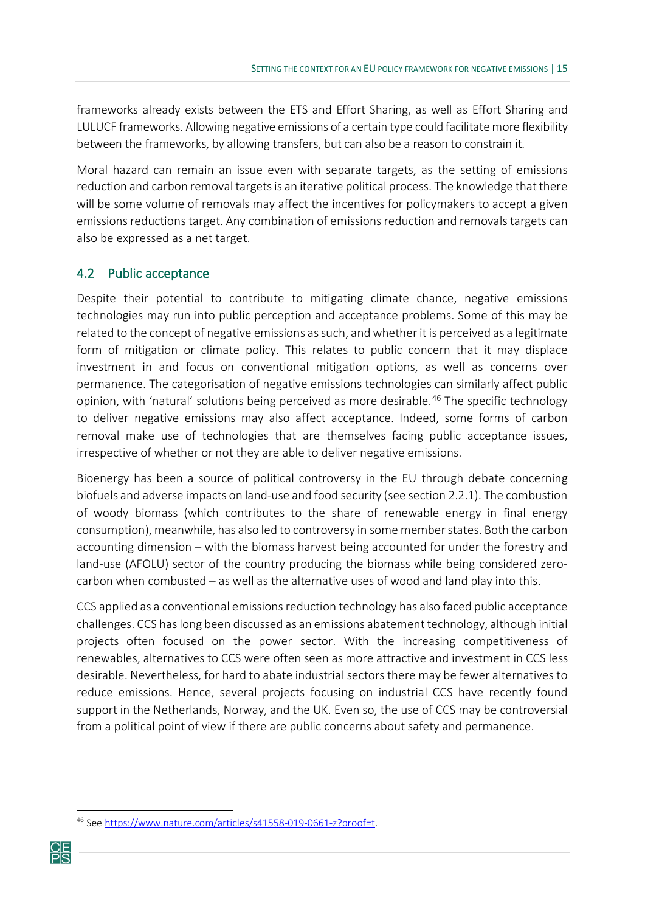frameworks already exists between the ETS and Effort Sharing, as well as Effort Sharing and LULUCF frameworks. Allowing negative emissions of a certain type could facilitate more flexibility between the frameworks, by allowing transfers, but can also be a reason to constrain it.

Moral hazard can remain an issue even with separate targets, as the setting of emissions reduction and carbon removal targets is an iterative political process. The knowledge that there will be some volume of removals may affect the incentives for policymakers to accept a given emissions reductions target. Any combination of emissions reduction and removals targets can also be expressed as a net target.

## 4.2 Public acceptance

Despite their potential to contribute to mitigating climate chance, negative emissions technologies may run into public perception and acceptance problems. Some of this may be related to the concept of negative emissions as such, and whether it is perceived as a legitimate form of mitigation or climate policy. This relates to public concern that it may displace investment in and focus on conventional mitigation options, as well as concerns over permanence. The categorisation of negative emissions technologies can similarly affect public opinion, with 'natural' solutions being perceived as more desirable.[46] The specific technology to deliver negative emissions may also affect acceptance. Indeed, some forms of carbon removal make use of technologies that are themselves facing public acceptance issues, irrespective of whether or not they are able to deliver negative emissions.

Bioenergy has been a source of political controversy in the EU through debate concerning biofuels and adverse impacts on land-use and food security (see section 2.2.1). The combustion of woody biomass (which contributes to the share of renewable energy in final energy consumption), meanwhile, has also led to controversy in some member states. Both the carbon accounting dimension – with the biomass harvest being accounted for under the forestry and land-use (AFOLU) sector of the country producing the biomass while being considered zero-carbon when combusted – as well as the alternative uses of wood and land play into this.

CCS applied as a conventional emissions reduction technology has also faced public acceptance challenges. CCS has long been discussed as an emissions abatement technology, although initial projects often focused on the power sector. With the increasing competitiveness of renewables, alternatives to CCS were often seen as more attractive and investment in CCS less desirable. Nevertheless, for hard to abate industrial sectors there may be fewer alternatives to reduce emissions. Hence, several projects focusing on industrial CCS have recently found support in the Netherlands, Norway, and the UK. Even so, the use of CCS may be controversial from a political point of view if there are public concerns about safety and permanence.

---

[46] See https://www.nature.com/articles/s41558-019-0661-z?proof=t.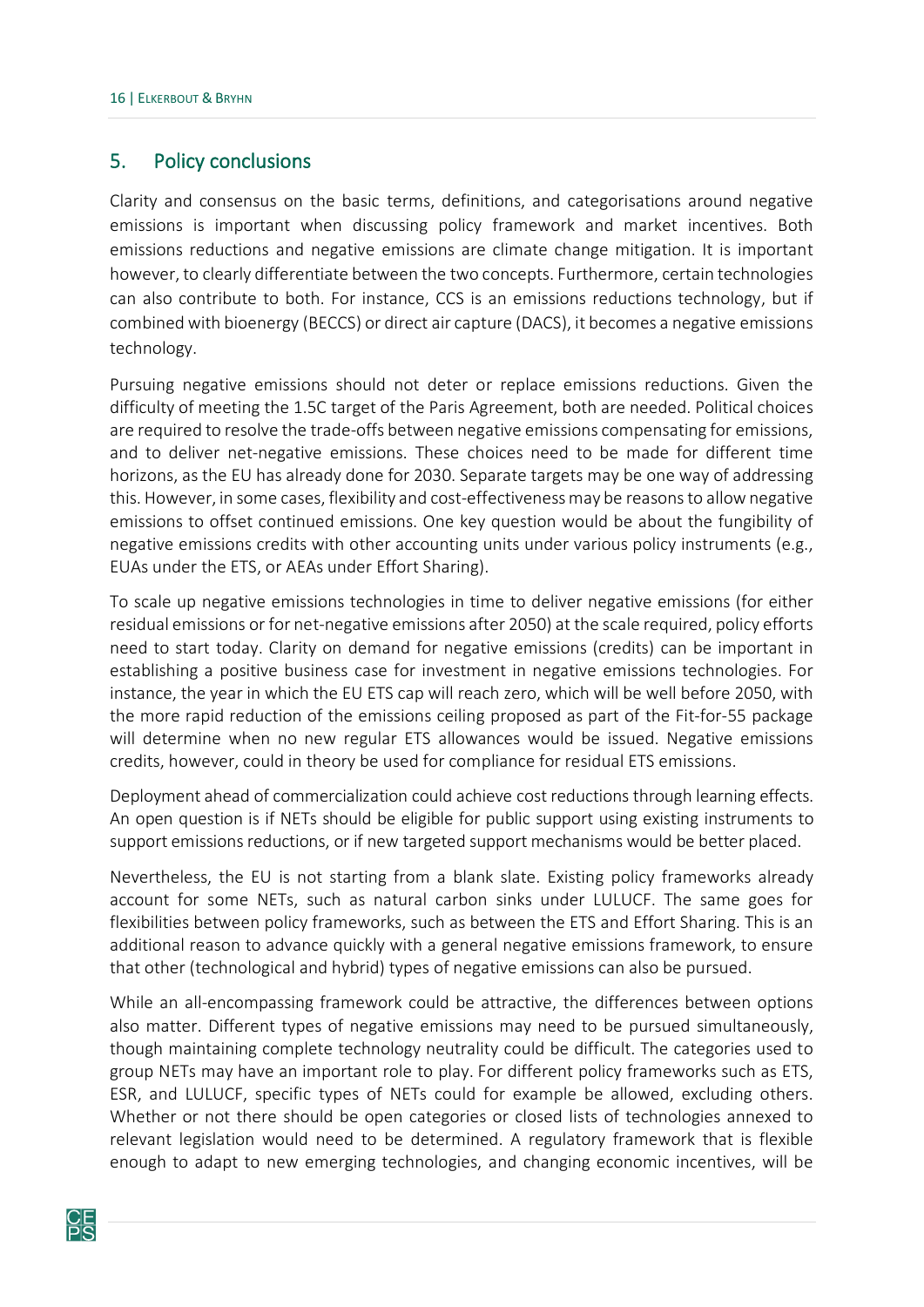## 5. Policy conclusions

Clarity and consensus on the basic terms, definitions, and categorisations around negative emissions is important when discussing policy framework and market incentives. Both emissions reductions and negative emissions are climate change mitigation. It is important however, to clearly differentiate between the two concepts. Furthermore, certain technologies can also contribute to both. For instance, CCS is an emissions reductions technology, but if combined with bioenergy (BECCS) or direct air capture (DACS), it becomes a negative emissions technology.

Pursuing negative emissions should not deter or replace emissions reductions. Given the difficulty of meeting the 1.5C target of the Paris Agreement, both are needed. Political choices are required to resolve the trade-offs between negative emissions compensating for emissions, and to deliver net-negative emissions. These choices need to be made for different time horizons, as the EU has already done for 2030. Separate targets may be one way of addressing this. However, in some cases, flexibility and cost-effectiveness may be reasons to allow negative emissions to offset continued emissions. One key question would be about the fungibility of negative emissions credits with other accounting units under various policy instruments (e.g., EUAs under the ETS, or AEAs under Effort Sharing).

To scale up negative emissions technologies in time to deliver negative emissions (for either residual emissions or for net-negative emissions after 2050) at the scale required, policy efforts need to start today. Clarity on demand for negative emissions (credits) can be important in establishing a positive business case for investment in negative emissions technologies. For instance, the year in which the EU ETS cap will reach zero, which will be well before 2050, with the more rapid reduction of the emissions ceiling proposed as part of the Fit-for-55 package will determine when no new regular ETS allowances would be issued. Negative emissions credits, however, could in theory be used for compliance for residual ETS emissions.

Deployment ahead of commercialization could achieve cost reductions through learning effects. An open question is if NETs should be eligible for public support using existing instruments to support emissions reductions, or if new targeted support mechanisms would be better placed.

Nevertheless, the EU is not starting from a blank slate. Existing policy frameworks already account for some NETs, such as natural carbon sinks under LULUCF. The same goes for flexibilities between policy frameworks, such as between the ETS and Effort Sharing. This is an additional reason to advance quickly with a general negative emissions framework, to ensure that other (technological and hybrid) types of negative emissions can also be pursued.

While an all-encompassing framework could be attractive, the differences between options also matter. Different types of negative emissions may need to be pursued simultaneously, though maintaining complete technology neutrality could be difficult. The categories used to group NETs may have an important role to play. For different policy frameworks such as ETS, ESR, and LULUCF, specific types of NETs could for example be allowed, excluding others. Whether or not there should be open categories or closed lists of technologies annexed to relevant legislation would need to be determined. A regulatory framework that is flexible enough to adapt to new emerging technologies, and changing economic incentives, will be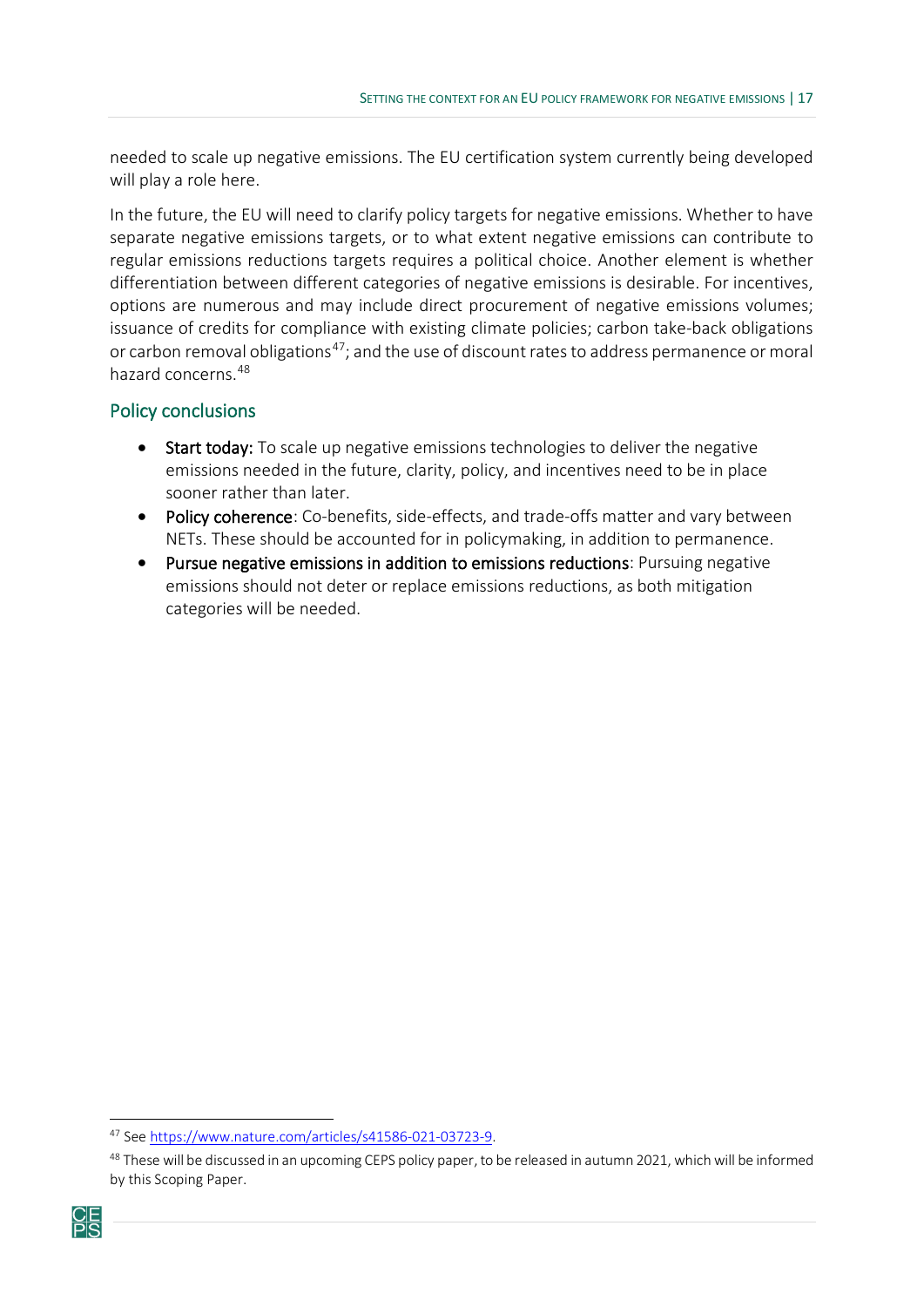needed to scale up negative emissions. The EU certification system currently being developed will play a role here.

In the future, the EU will need to clarify policy targets for negative emissions. Whether to have separate negative emissions targets, or to what extent negative emissions can contribute to regular emissions reductions targets requires a political choice. Another element is whether differentiation between different categories of negative emissions is desirable. For incentives, options are numerous and may include direct procurement of negative emissions volumes; issuance of credits for compliance with existing climate policies; carbon take-back obligations or carbon removal obligations[47]; and the use of discount rates to address permanence or moral hazard concerns.[48]

## Policy conclusions

- **Start today:** To scale up negative emissions technologies to deliver the negative emissions needed in the future, clarity, policy, and incentives need to be in place sooner rather than later.
- **Policy coherence**: Co-benefits, side-effects, and trade-offs matter and vary between NETs. These should be accounted for in policymaking, in addition to permanence.
- **Pursue negative emissions in addition to emissions reductions**: Pursuing negative emissions should not deter or replace emissions reductions, as both mitigation categories will be needed.

---

[47] See https://www.nature.com/articles/s41586-021-03723-9.

[48] These will be discussed in an upcoming CEPS policy paper, to be released in autumn 2021, which will be informed by this Scoping Paper.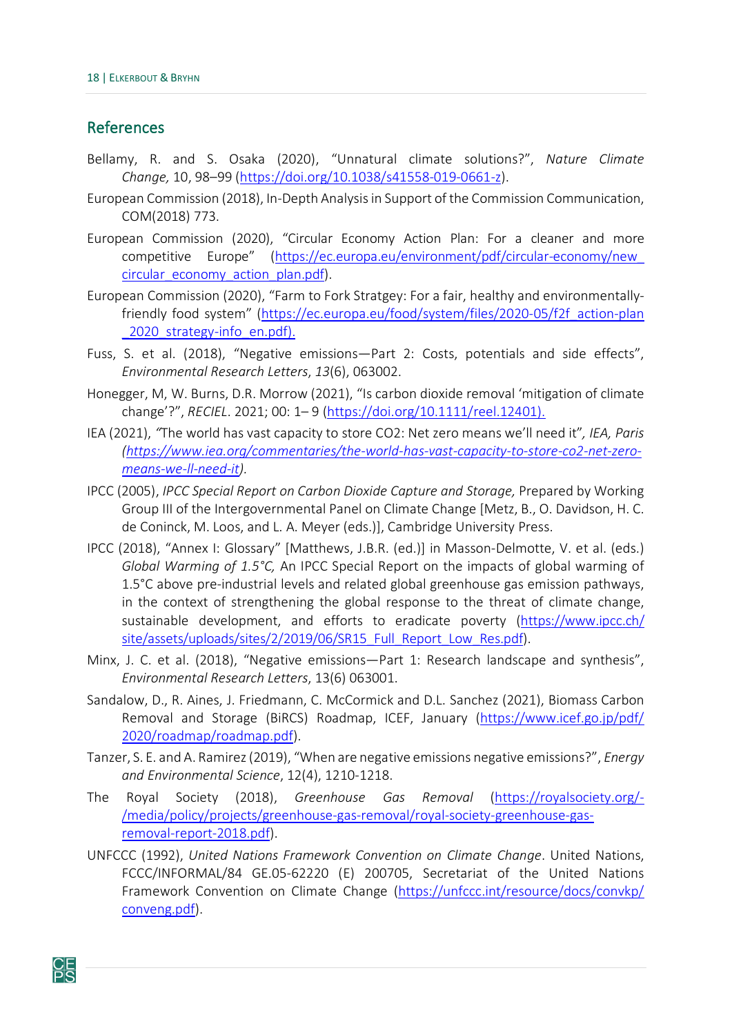## References

Bellamy, R. and S. Osaka (2020), "Unnatural climate solutions?", *Nature Climate Change,* 10, 98–99 (https://doi.org/10.1038/s41558-019-0661-z).

European Commission (2018), In-Depth Analysis in Support of the Commission Communication, COM(2018) 773.

European Commission (2020), "Circular Economy Action Plan: For a cleaner and more competitive Europe" (https://ec.europa.eu/environment/pdf/circular-economy/new_circular_economy_action_plan.pdf).

European Commission (2020), "Farm to Fork Stratgey: For a fair, healthy and environmentally-friendly food system" (https://ec.europa.eu/food/system/files/2020-05/f2f_action-plan_2020_strategy-info_en.pdf).

Fuss, S. et al. (2018), "Negative emissions—Part 2: Costs, potentials and side effects", *Environmental Research Letters*, *13*(6), 063002.

Honegger, M, W. Burns, D.R. Morrow (2021), "Is carbon dioxide removal 'mitigation of climate change'?", *RECIEL*. 2021; 00: 1– 9 (https://doi.org/10.1111/reel.12401).

IEA (2021), *"*The world has vast capacity to store CO2: Net zero means we'll need it"*, IEA, Paris (https://www.iea.org/commentaries/the-world-has-vast-capacity-to-store-co2-net-zero-means-we-ll-need-it).*

IPCC (2005), *IPCC Special Report on Carbon Dioxide Capture and Storage,* Prepared by Working Group III of the Intergovernmental Panel on Climate Change [Metz, B., O. Davidson, H. C. de Coninck, M. Loos, and L. A. Meyer (eds.)], Cambridge University Press.

IPCC (2018), "Annex I: Glossary" [Matthews, J.B.R. (ed.)] in Masson-Delmotte, V. et al. (eds.) *Global Warming of 1.5°C,* An IPCC Special Report on the impacts of global warming of 1.5°C above pre-industrial levels and related global greenhouse gas emission pathways, in the context of strengthening the global response to the threat of climate change, sustainable development, and efforts to eradicate poverty (https://www.ipcc.ch/site/assets/uploads/sites/2/2019/06/SR15_Full_Report_Low_Res.pdf).

Minx, J. C. et al. (2018), "Negative emissions—Part 1: Research landscape and synthesis", *Environmental Research Letters*, 13(6) 063001.

Sandalow, D., R. Aines, J. Friedmann, C. McCormick and D.L. Sanchez (2021), Biomass Carbon Removal and Storage (BiRCS) Roadmap, ICEF, January (https://www.icef.go.jp/pdf/2020/roadmap/roadmap.pdf).

Tanzer, S. E. and A. Ramirez (2019), "When are negative emissions negative emissions?", *Energy and Environmental Science*, 12(4), 1210-1218.

The Royal Society (2018), *Greenhouse Gas Removal* (https://royalsociety.org/-/media/policy/projects/greenhouse-gas-removal/royal-society-greenhouse-gas-removal-report-2018.pdf).

UNFCCC (1992), *United Nations Framework Convention on Climate Change*. United Nations, FCCC/INFORMAL/84 GE.05-62220 (E) 200705, Secretariat of the United Nations Framework Convention on Climate Change (https://unfccc.int/resource/docs/convkp/conveng.pdf).